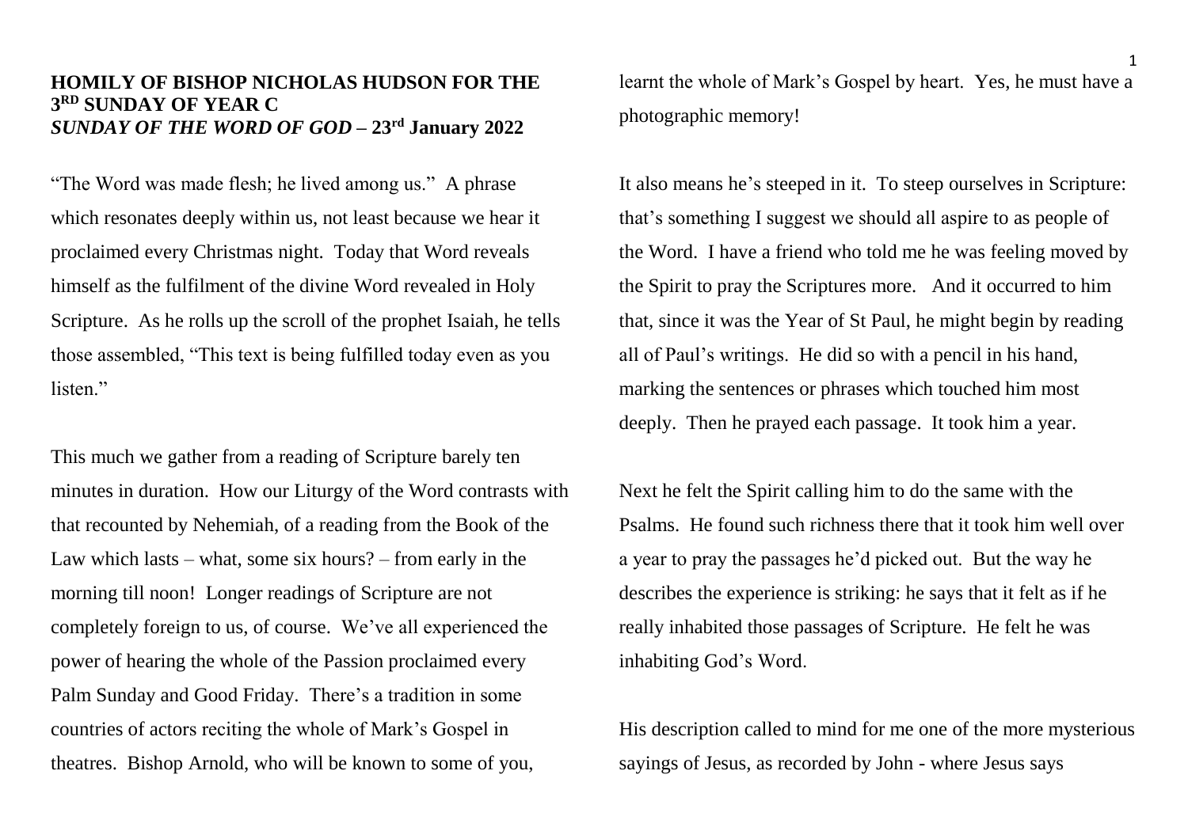# HOMILY OF BISHOP NICHOLAS HUDSON FOR THE 3RD SUNDAY OF YEAR C

## *SUNDAY OF THE WORD OF GOD* – 23rd January 2022

"The Word was made flesh; he lived among us." A phrase which resonates deeply within us, not least because we hear it proclaimed every Christmas night. Today that Word reveals himself as the fulfilment of the divine Word revealed in Holy Scripture. As he rolls up the scroll of the prophet Isaiah, he tells those assembled, "This text is being fulfilled today even as you listen."

This much we gather from a reading of Scripture barely ten minutes in duration. How our Liturgy of the Word contrasts with that recounted by Nehemiah, of a reading from the Book of the Law which lasts – what, some six hours? – from early in the morning till noon! Longer readings of Scripture are not completely foreign to us, of course. We've all experienced the power of hearing the whole of the Passion proclaimed every Palm Sunday and Good Friday. There's a tradition in some countries of actors reciting the whole of Mark's Gospel in theatres. Bishop Arnold, who will be known to some of you, learnt the whole of Mark's Gospel by heart. Yes, he must have a photographic memory!

It also means he's steeped in it. To steep ourselves in Scripture: that's something I suggest we should all aspire to as people of the Word. I have a friend who told me he was feeling moved by the Spirit to pray the Scriptures more. And it occurred to him that, since it was the Year of St Paul, he might begin by reading all of Paul's writings. He did so with a pencil in his hand, marking the sentences or phrases which touched him most deeply. Then he prayed each passage. It took him a year.

Next he felt the Spirit calling him to do the same with the Psalms. He found such richness there that it took him well over a year to pray the passages he'd picked out. But the way he describes the experience is striking: he says that it felt as if he really inhabited those passages of Scripture. He felt he was inhabiting God's Word.

His description called to mind for me one of the more mysterious sayings of Jesus, as recorded by John - where Jesus says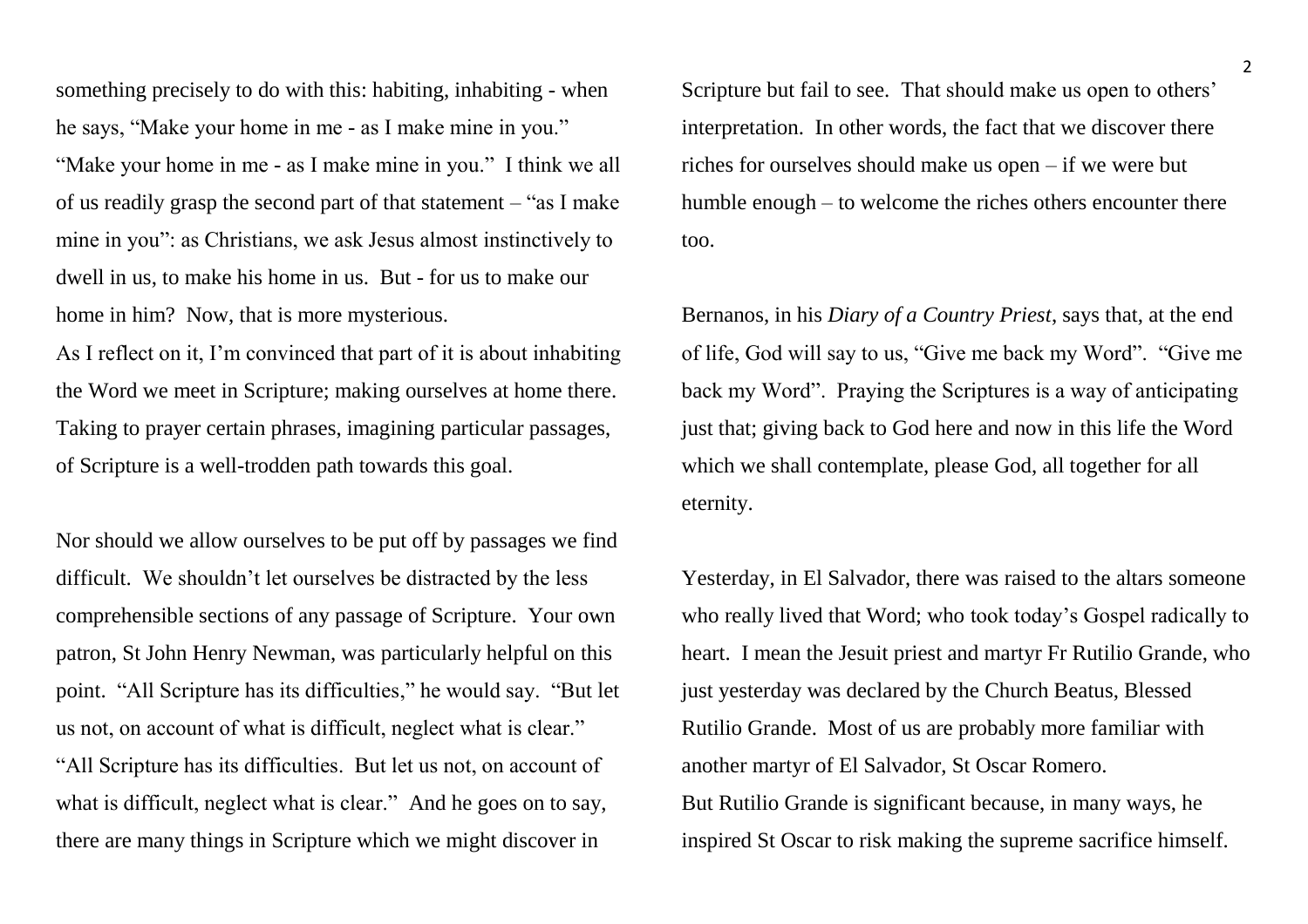something precisely to do with this: habiting, inhabiting - when he says, "Make your home in me - as I make mine in you." "Make your home in me - as I make mine in you." I think we all of us readily grasp the second part of that statement – "as I make mine in you": as Christians, we ask Jesus almost instinctively to dwell in us, to make his home in us. But - for us to make our home in him? Now, that is more mysterious.

As I reflect on it, I'm convinced that part of it is about inhabiting the Word we meet in Scripture; making ourselves at home there. Taking to prayer certain phrases, imagining particular passages, of Scripture is a well-trodden path towards this goal.

Nor should we allow ourselves to be put off by passages we find difficult. We shouldn't let ourselves be distracted by the less comprehensible sections of any passage of Scripture. Your own patron, St John Henry Newman, was particularly helpful on this point. "All Scripture has its difficulties," he would say. "But let us not, on account of what is difficult, neglect what is clear." "All Scripture has its difficulties. But let us not, on account of what is difficult, neglect what is clear." And he goes on to say, there are many things in Scripture which we might discover in Scripture but fail to see. That should make us open to others' interpretation. In other words, the fact that we discover there riches for ourselves should make us open – if we were but humble enough – to welcome the riches others encounter there too.

Bernanos, in his *Diary of a Country Priest*, says that, at the end of life, God will say to us, "Give me back my Word". "Give me back my Word". Praying the Scriptures is a way of anticipating just that; giving back to God here and now in this life the Word which we shall contemplate, please God, all together for all eternity.

Yesterday, in El Salvador, there was raised to the altars someone who really lived that Word; who took today's Gospel radically to heart. I mean the Jesuit priest and martyr Fr Rutilio Grande, who just yesterday was declared by the Church Beatus, Blessed Rutilio Grande. Most of us are probably more familiar with another martyr of El Salvador, St Oscar Romero.

But Rutilio Grande is significant because, in many ways, he inspired St Oscar to risk making the supreme sacrifice himself.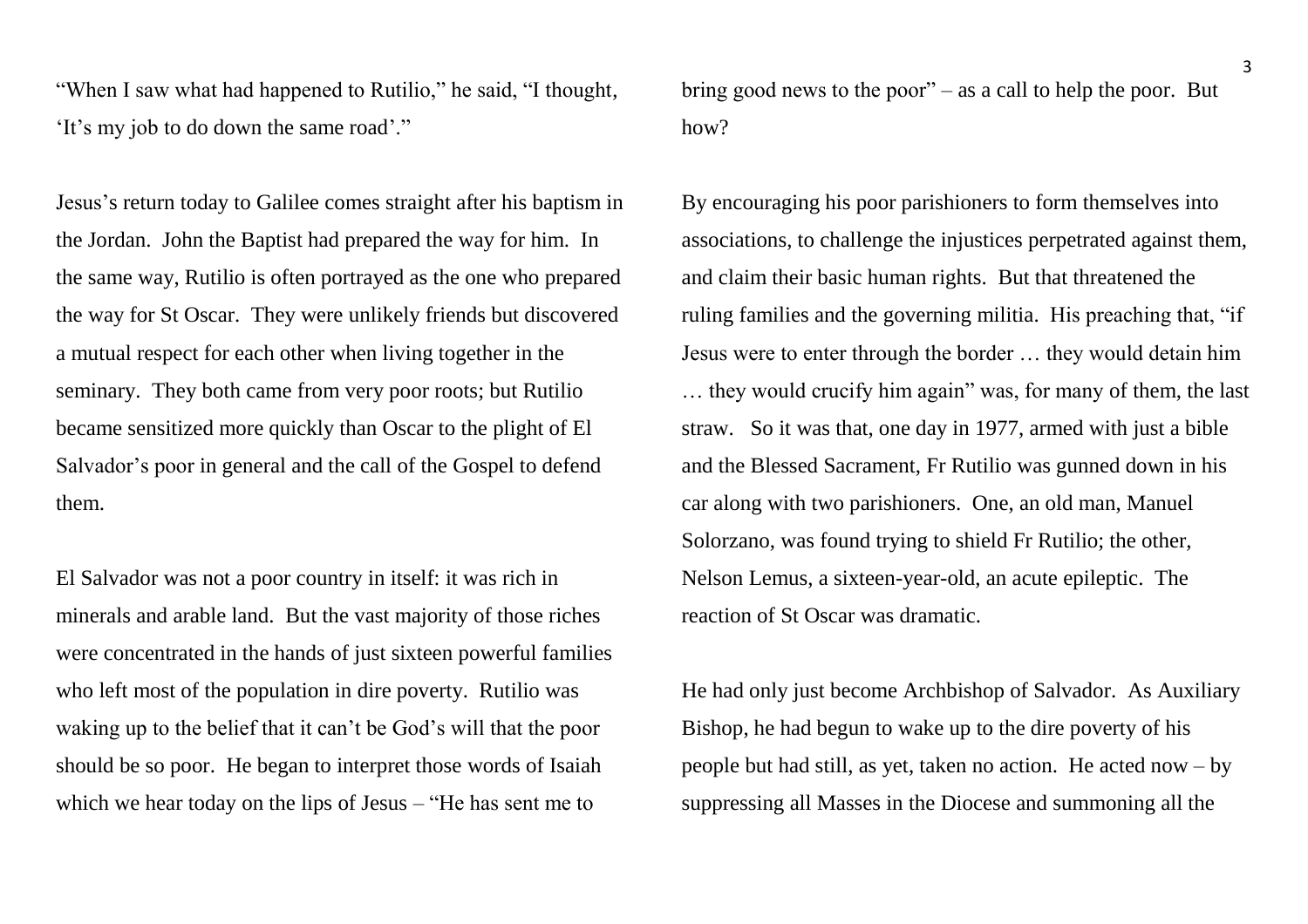"When I saw what had happened to Rutilio," he said, "I thought, 'It's my job to do down the same road'."

Jesus's return today to Galilee comes straight after his baptism in the Jordan. John the Baptist had prepared the way for him. In the same way, Rutilio is often portrayed as the one who prepared the way for St Oscar. They were unlikely friends but discovered a mutual respect for each other when living together in the seminary. They both came from very poor roots; but Rutilio became sensitized more quickly than Oscar to the plight of El Salvador's poor in general and the call of the Gospel to defend them.

El Salvador was not a poor country in itself: it was rich in minerals and arable land. But the vast majority of those riches were concentrated in the hands of just sixteen powerful families who left most of the population in dire poverty. Rutilio was waking up to the belief that it can't be God's will that the poor should be so poor. He began to interpret those words of Isaiah which we hear today on the lips of Jesus – "He has sent me to bring good news to the poor" – as a call to help the poor. But how?

By encouraging his poor parishioners to form themselves into associations, to challenge the injustices perpetrated against them, and claim their basic human rights. But that threatened the ruling families and the governing militia. His preaching that, "if Jesus were to enter through the border … they would detain him … they would crucify him again" was, for many of them, the last straw. So it was that, one day in 1977, armed with just a bible and the Blessed Sacrament, Fr Rutilio was gunned down in his car along with two parishioners. One, an old man, Manuel Solorzano, was found trying to shield Fr Rutilio; the other, Nelson Lemus, a sixteen-year-old, an acute epileptic. The reaction of St Oscar was dramatic.

He had only just become Archbishop of Salvador. As Auxiliary Bishop, he had begun to wake up to the dire poverty of his people but had still, as yet, taken no action. He acted now – by suppressing all Masses in the Diocese and summoning all the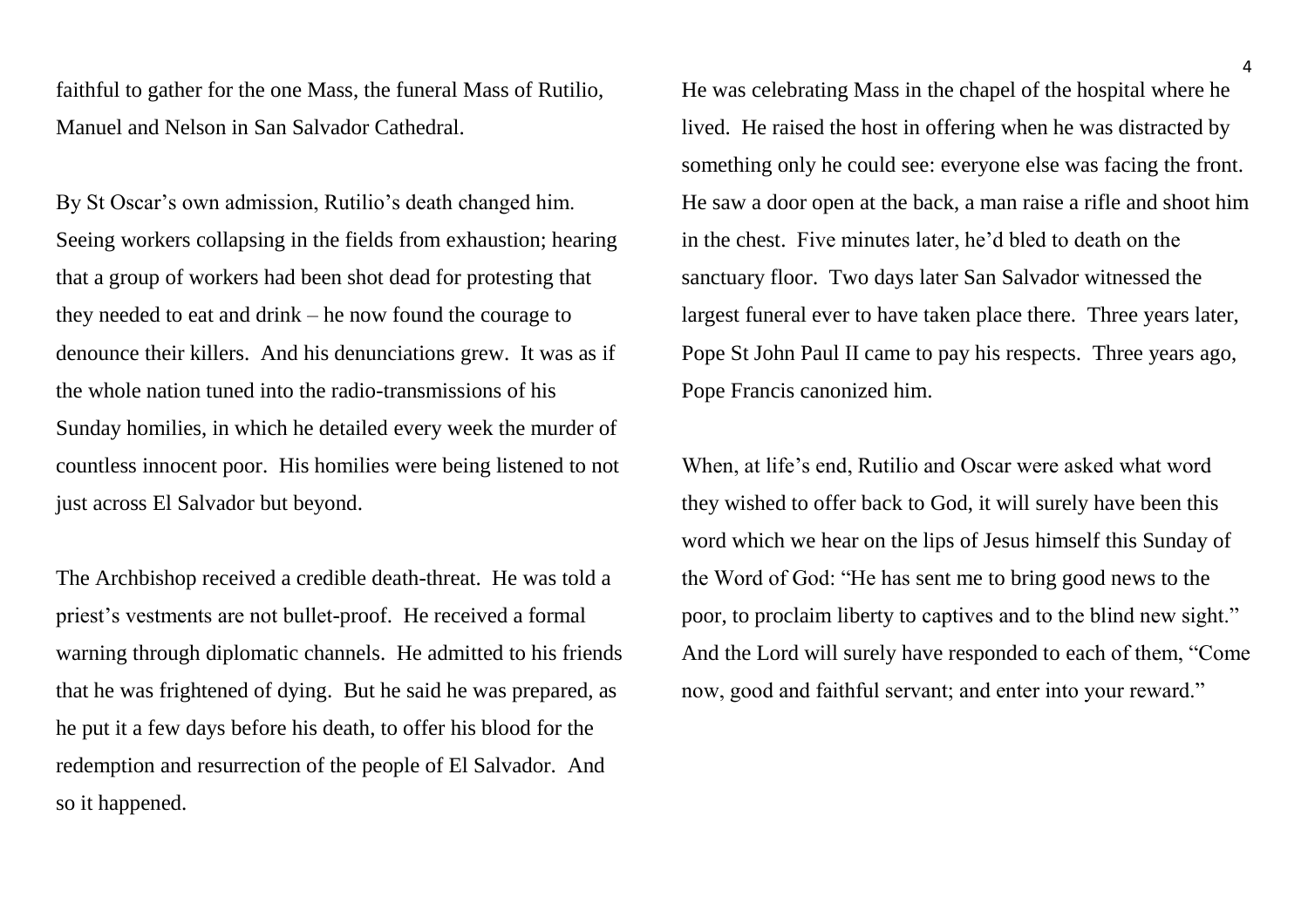faithful to gather for the one Mass, the funeral Mass of Rutilio, Manuel and Nelson in San Salvador Cathedral.

By St Oscar's own admission, Rutilio's death changed him. Seeing workers collapsing in the fields from exhaustion; hearing that a group of workers had been shot dead for protesting that they needed to eat and drink – he now found the courage to denounce their killers. And his denunciations grew. It was as if the whole nation tuned into the radio-transmissions of his Sunday homilies, in which he detailed every week the murder of countless innocent poor. His homilies were being listened to not just across El Salvador but beyond.

The Archbishop received a credible death-threat. He was told a priest's vestments are not bullet-proof. He received a formal warning through diplomatic channels. He admitted to his friends that he was frightened of dying. But he said he was prepared, as he put it a few days before his death, to offer his blood for the redemption and resurrection of the people of El Salvador. And so it happened.

He was celebrating Mass in the chapel of the hospital where he lived. He raised the host in offering when he was distracted by something only he could see: everyone else was facing the front. He saw a door open at the back, a man raise a rifle and shoot him in the chest. Five minutes later, he'd bled to death on the sanctuary floor. Two days later San Salvador witnessed the largest funeral ever to have taken place there. Three years later, Pope St John Paul II came to pay his respects. Three years ago, Pope Francis canonized him.

When, at life's end, Rutilio and Oscar were asked what word they wished to offer back to God, it will surely have been this word which we hear on the lips of Jesus himself this Sunday of the Word of God: "He has sent me to bring good news to the poor, to proclaim liberty to captives and to the blind new sight." And the Lord will surely have responded to each of them, "Come now, good and faithful servant; and enter into your reward."